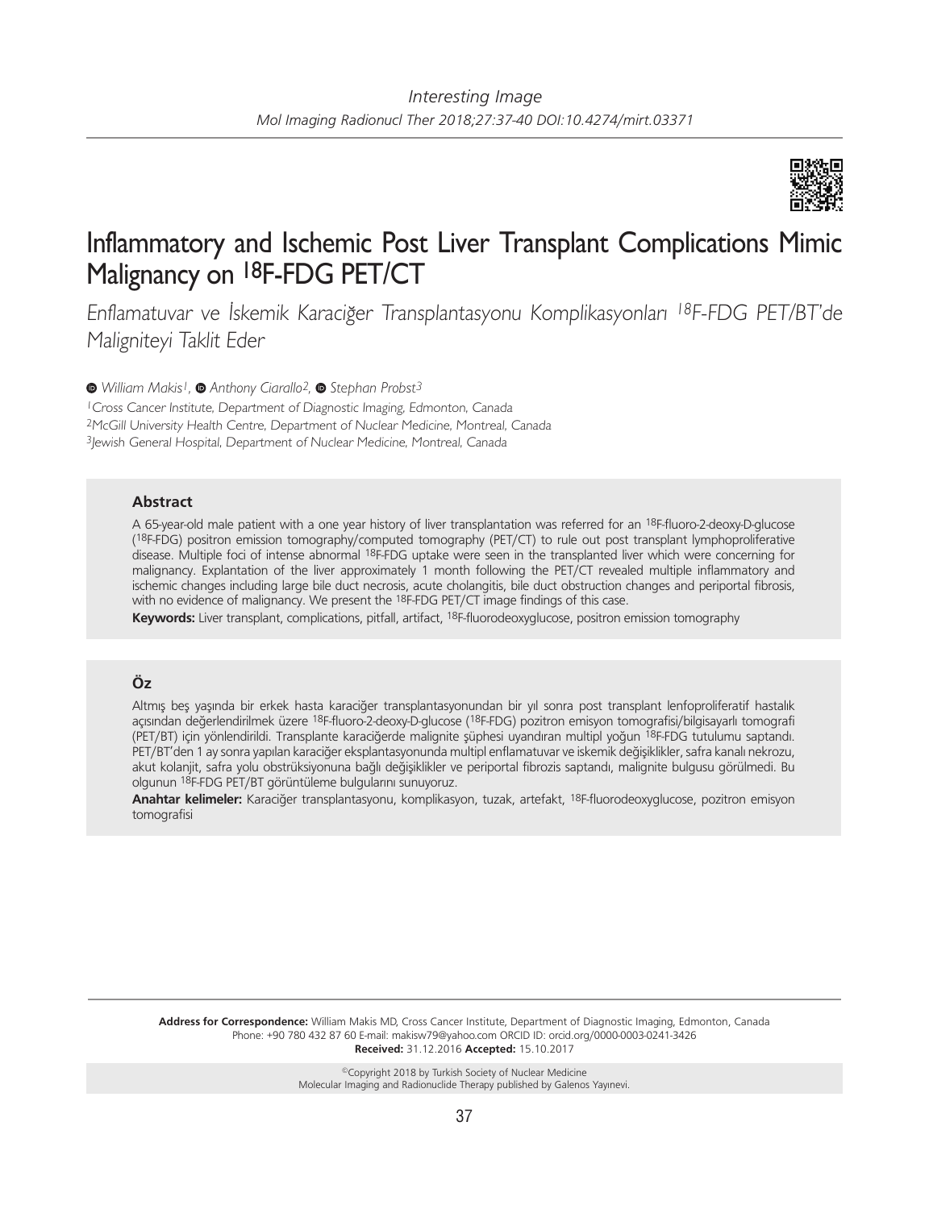*Interesting Image*

*Mol Imaging Radionucl Ther 2018;27:37-40 DOI:10.4274/mirt.03371*

# Inflammatory and Ischemic Post Liver Transplant Complications Mimic Malignancy on $^{18}$F-FDG PET/CT

*Enflamatuvar ve İskemik Karaciğer Transplantasyonu Komplikasyonları $^{18}$F-FDG PET/BT'de Maligniteyi Taklit Eder*

*William Makis[1], Anthony Ciarallo[2], Stephan Probst[3]*

[1]*Cross Cancer Institute, Department of Diagnostic Imaging, Edmonton, Canada*
[2]*McGill University Health Centre, Department of Nuclear Medicine, Montreal, Canada*
[3]*Jewish General Hospital, Department of Nuclear Medicine, Montreal, Canada*

### Abstract

A 65-year-old male patient with a one year history of liver transplantation was referred for an $^{18}$F-fluoro-2-deoxy-D-glucose ($^{18}$F-FDG) positron emission tomography/computed tomography (PET/CT) to rule out post transplant lymphoproliferative disease. Multiple foci of intense abnormal $^{18}$F-FDG uptake were seen in the transplanted liver which were concerning for malignancy. Explantation of the liver approximately 1 month following the PET/CT revealed multiple inflammatory and ischemic changes including large bile duct necrosis, acute cholangitis, bile duct obstruction changes and periportal fibrosis, with no evidence of malignancy. We present the $^{18}$F-FDG PET/CT image findings of this case.

**Keywords:** Liver transplant, complications, pitfall, artifact, $^{18}$F-fluorodeoxyglucose, positron emission tomography

### Öz

Altmış beş yaşında bir erkek hasta karaciğer transplantasyonundan bir yıl sonra post transplant lenfoproliferatif hastalık açısından değerlendirilmek üzere $^{18}$F-fluoro-2-deoxy-D-glucose ($^{18}$F-FDG) pozitron emisyon tomografisi/bilgisayarlı tomografi (PET/BT) için yönlendirildi. Transplante karaciğerde malignite şüphesi uyandıran multipl yoğun $^{18}$F-FDG tutulumu saptandı. PET/BT'den 1 ay sonra yapılan karaciğer eksplantasyonunda multipl enflamatuvar ve iskemik değişiklikler, safra kanalı nekrozu, akut kolanjit, safra yolu obstrüksiyonuna bağlı değişiklikler ve periportal fibrozis saptandı, malignite bulgusu görülmedi. Bu olgunun $^{18}$F-FDG PET/BT görüntüleme bulgularını sunuyoruz.

**Anahtar kelimeler:** Karaciğer transplantasyonu, komplikasyon, tuzak, artefakt, $^{18}$F-fluorodeoxyglucose, pozitron emisyon tomografisi

**Address for Correspondence:** William Makis MD, Cross Cancer Institute, Department of Diagnostic Imaging, Edmonton, Canada
Phone: +90 780 432 87 60 E-mail: makisw79@yahoo.com ORCID ID: orcid.org/0000-0003-0241-3426
**Received:** 31.12.2016 **Accepted:** 15.10.2017

©Copyright 2018 by Turkish Society of Nuclear Medicine
Molecular Imaging and Radionuclide Therapy published by Galenos Yayınevi.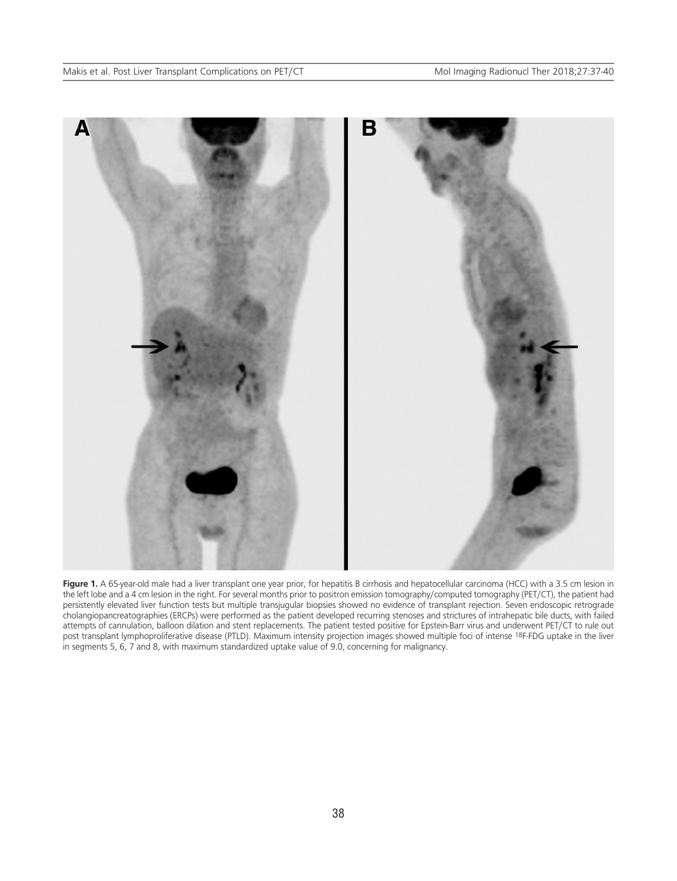**Figure 1.** A 65-year-old male had a liver transplant one year prior, for hepatitis B cirrhosis and hepatocellular carcinoma (HCC) with a 3.5 cm lesion in the left lobe and a 4 cm lesion in the right. For several months prior to positron emission tomography/computed tomography (PET/CT), the patient had persistently elevated liver function tests but multiple transjugular biopsies showed no evidence of transplant rejection. Seven endoscopic retrograde cholangiopancreatographies (ERCPs) were performed as the patient developed recurring stenoses and strictures of intrahepatic bile ducts, with failed attempts of cannulation, balloon dilation and stent replacements. The patient tested positive for Epstein-Barr virus and underwent PET/CT to rule out post transplant lymphoproliferative disease (PTLD). Maximum intensity projection images showed multiple foci of intense $^{18}$F-FDG uptake in the liver in segments 5, 6, 7 and 8, with maximum standardized uptake value of 9.0, concerning for malignancy.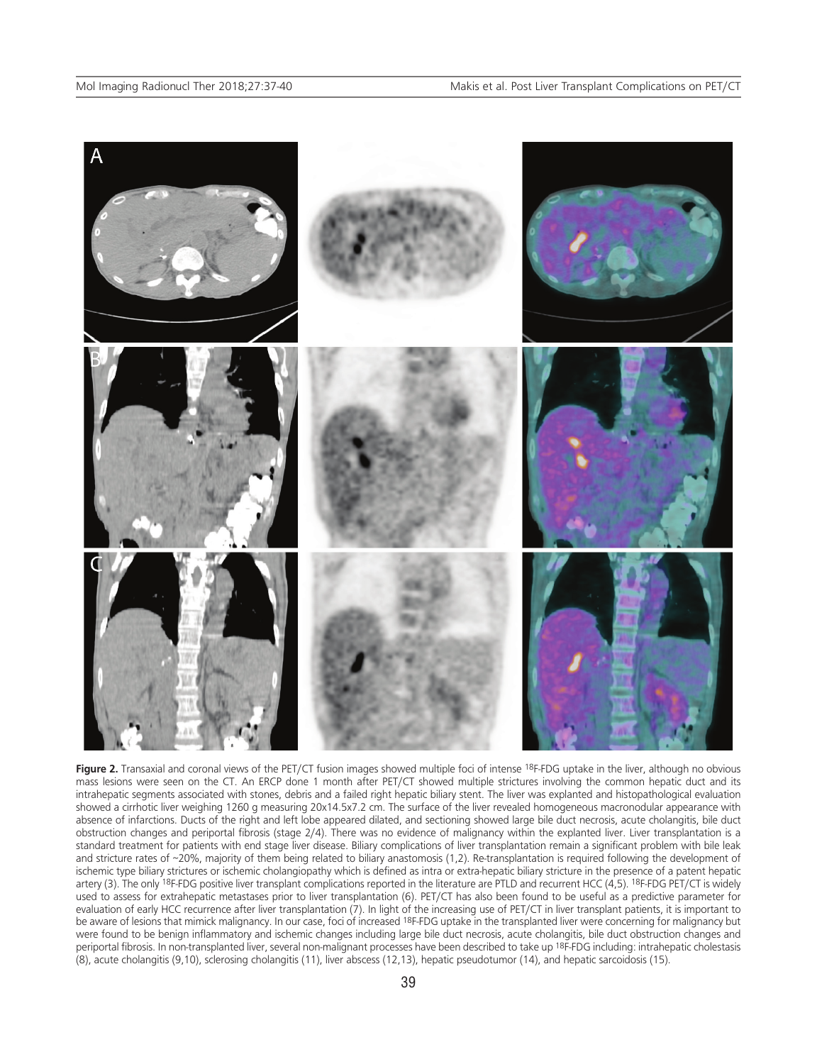**Figure 2.** Transaxial and coronal views of the PET/CT fusion images showed multiple foci of intense $^{18}$F-FDG uptake in the liver, although no obvious mass lesions were seen on the CT. An ERCP done 1 month after PET/CT showed multiple strictures involving the common hepatic duct and its intrahepatic segments associated with stones, debris and a failed right hepatic biliary stent. The liver was explanted and histopathological evaluation showed a cirrhotic liver weighing 1260 g measuring 20x14.5x7.2 cm. The surface of the liver revealed homogeneous macronodular appearance with absence of infarctions. Ducts of the right and left lobe appeared dilated, and sectioning showed large bile duct necrosis, acute cholangitis, bile duct obstruction changes and periportal fibrosis (stage 2/4). There was no evidence of malignancy within the explanted liver. Liver transplantation is a standard treatment for patients with end stage liver disease. Biliary complications of liver transplantation remain a significant problem with bile leak and stricture rates of ~20%, majority of them being related to biliary anastomosis (1,2). Re-transplantation is required following the development of ischemic type biliary strictures or ischemic cholangiopathy which is defined as intra or extra-hepatic biliary stricture in the presence of a patent hepatic artery (3). The only $^{18}$F-FDG positive liver transplant complications reported in the literature are PTLD and recurrent HCC (4,5). $^{18}$F-FDG PET/CT is widely used to assess for extrahepatic metastases prior to liver transplantation (6). PET/CT has also been found to be useful as a predictive parameter for evaluation of early HCC recurrence after liver transplantation (7). In light of the increasing use of PET/CT in liver transplant patients, it is important to be aware of lesions that mimick malignancy. In our case, foci of increased $^{18}$F-FDG uptake in the transplanted liver were concerning for malignancy but were found to be benign inflammatory and ischemic changes including large bile duct necrosis, acute cholangitis, bile duct obstruction changes and periportal fibrosis. In non-transplanted liver, several non-malignant processes have been described to take up $^{18}$F-FDG including: intrahepatic cholestasis (8), acute cholangitis (9,10), sclerosing cholangitis (11), liver abscess (12,13), hepatic pseudotumor (14), and hepatic sarcoidosis (15).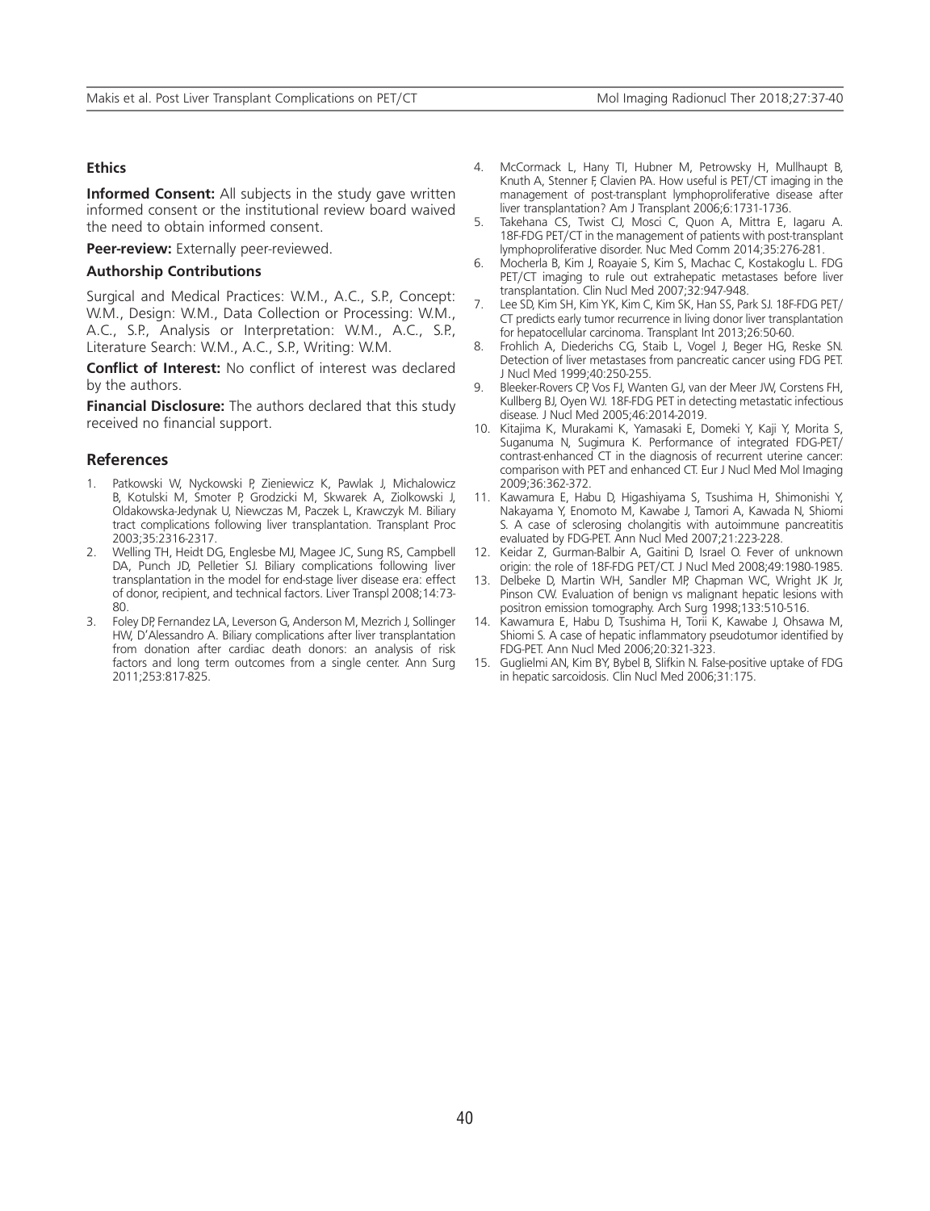### Ethics

**Informed Consent:** All subjects in the study gave written informed consent or the institutional review board waived the need to obtain informed consent.

**Peer-review:** Externally peer-reviewed.

### Authorship Contributions

Surgical and Medical Practices: W.M., A.C., S.P., Concept: W.M., Design: W.M., Data Collection or Processing: W.M., A.C., S.P., Analysis or Interpretation: W.M., A.C., S.P., Literature Search: W.M., A.C., S.P., Writing: W.M.

**Conflict of Interest:** No conflict of interest was declared by the authors.

**Financial Disclosure:** The authors declared that this study received no financial support.

## References

1. Patkowski W, Nyckowski P, Zieniewicz K, Pawlak J, Michalowicz B, Kotulski M, Smoter P, Grodzicki M, Skwarek A, Ziolkowski J, Oldakowska-Jedynak U, Niewczas M, Paczek L, Krawczyk M. Biliary tract complications following liver transplantation. Transplant Proc 2003;35:2316-2317.
2. Welling TH, Heidt DG, Englesbe MJ, Magee JC, Sung RS, Campbell DA, Punch JD, Pelletier SJ. Biliary complications following liver transplantation in the model for end-stage liver disease era: effect of donor, recipient, and technical factors. Liver Transpl 2008;14:73-80.
3. Foley DP, Fernandez LA, Leverson G, Anderson M, Mezrich J, Sollinger HW, D'Alessandro A. Biliary complications after liver transplantation from donation after cardiac death donors: an analysis of risk factors and long term outcomes from a single center. Ann Surg 2011;253:817-825.
4. McCormack L, Hany TI, Hubner M, Petrowsky H, Mullhaupt B, Knuth A, Stenner F, Clavien PA. How useful is PET/CT imaging in the management of post-transplant lymphoproliferative disease after liver transplantation? Am J Transplant 2006;6:1731-1736.
5. Takehana CS, Twist CJ, Mosci C, Quon A, Mittra E, Iagaru A. 18F-FDG PET/CT in the management of patients with post-transplant lymphoproliferative disorder. Nuc Med Comm 2014;35:276-281.
6. Mocherla B, Kim J, Roayaie S, Kim S, Machac C, Kostakoglu L. FDG PET/CT imaging to rule out extrahepatic metastases before liver transplantation. Clin Nucl Med 2007;32:947-948.
7. Lee SD, Kim SH, Kim YK, Kim C, Kim SK, Han SS, Park SJ. 18F-FDG PET/CT predicts early tumor recurrence in living donor liver transplantation for hepatocellular carcinoma. Transplant Int 2013;26:50-60.
8. Frohlich A, Diederichs CG, Staib L, Vogel J, Beger HG, Reske SN. Detection of liver metastases from pancreatic cancer using FDG PET. J Nucl Med 1999;40:250-255.
9. Bleeker-Rovers CP, Vos FJ, Wanten GJ, van der Meer JW, Corstens FH, Kullberg BJ, Oyen WJ. 18F-FDG PET in detecting metastatic infectious disease. J Nucl Med 2005;46:2014-2019.
10. Kitajima K, Murakami K, Yamasaki E, Domeki Y, Kaji Y, Morita S, Suganuma N, Sugimura K. Performance of integrated FDG-PET/contrast-enhanced CT in the diagnosis of recurrent uterine cancer: comparison with PET and enhanced CT. Eur J Nucl Med Mol Imaging 2009;36:362-372.
11. Kawamura E, Habu D, Higashiyama S, Tsushima H, Shimonishi Y, Nakayama Y, Enomoto M, Kawabe J, Tamori A, Kawada N, Shiomi S. A case of sclerosing cholangitis with autoimmune pancreatitis evaluated by FDG-PET. Ann Nucl Med 2007;21:223-228.
12. Keidar Z, Gurman-Balbir A, Gaitini D, Israel O. Fever of unknown origin: the role of 18F-FDG PET/CT. J Nucl Med 2008;49:1980-1985.
13. Delbeke D, Martin WH, Sandler MP, Chapman WC, Wright JK Jr, Pinson CW. Evaluation of benign vs malignant hepatic lesions with positron emission tomography. Arch Surg 1998;133:510-516.
14. Kawamura E, Habu D, Tsushima H, Torii K, Kawabe J, Ohsawa M, Shiomi S. A case of hepatic inflammatory pseudotumor identified by FDG-PET. Ann Nucl Med 2006;20:321-323.
15. Guglielmi AN, Kim BY, Bybel B, Slifkin N. False-positive uptake of FDG in hepatic sarcoidosis. Clin Nucl Med 2006;31:175.